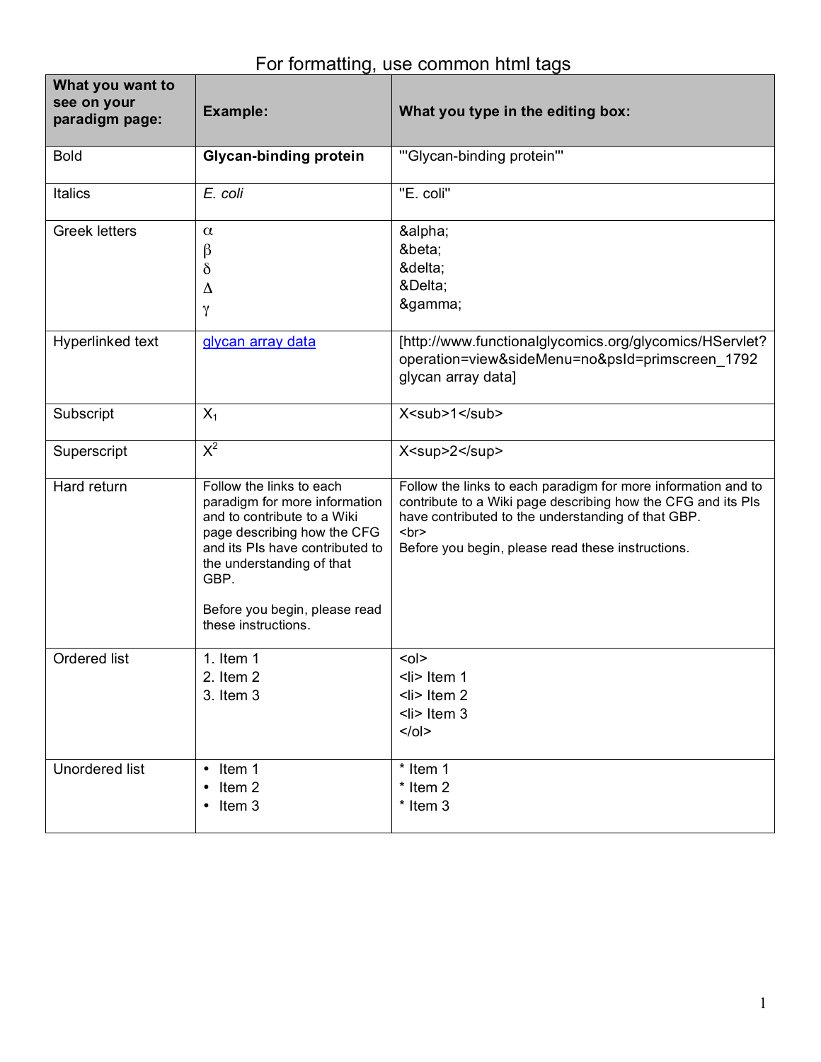# For formatting, use common html tags

| What you want to see on your paradigm page: | Example: | What you type in the editing box: |
|---|---|---|
| Bold | **Glycan-binding protein** | `'''Glycan-binding protein'''` |
| Italics | *E. coli* | `''E. coli''` |
| Greek letters | α<br>β<br>δ<br>Δ<br>γ | `&alpha;`<br>`&beta;`<br>`&delta;`<br>`&Delta;`<br>`&gamma;` |
| Hyperlinked text | [glycan array data](http://www.functionalglycomics.org/glycomics/HServlet?operation=view&sideMenu=no&psId=primscreen_1792) | `[http://www.functionalglycomics.org/glycomics/HServlet?operation=view&sideMenu=no&psId=primscreen_1792 glycan array data]` |
| Subscript | $X_1$ | `X<sub>1</sub>` |
| Superscript | $X^2$ | `X<sup>2</sup>` |
| Hard return | Follow the links to each paradigm for more information and to contribute to a Wiki page describing how the CFG and its PIs have contributed to the understanding of that GBP.<br><br>Before you begin, please read these instructions. | `Follow the links to each paradigm for more information and to contribute to a Wiki page describing how the CFG and its PIs have contributed to the understanding of that GBP.`<br>`<br>`<br>`Before you begin, please read these instructions.` |
| Ordered list | 1. Item 1<br>2. Item 2<br>3. Item 3 | `<ol>`<br>`<li> Item 1`<br>`<li> Item 2`<br>`<li> Item 3`<br>`</ol>` |
| Unordered list | • Item 1<br>• Item 2<br>• Item 3 | `* Item 1`<br>`* Item 2`<br>`* Item 3` |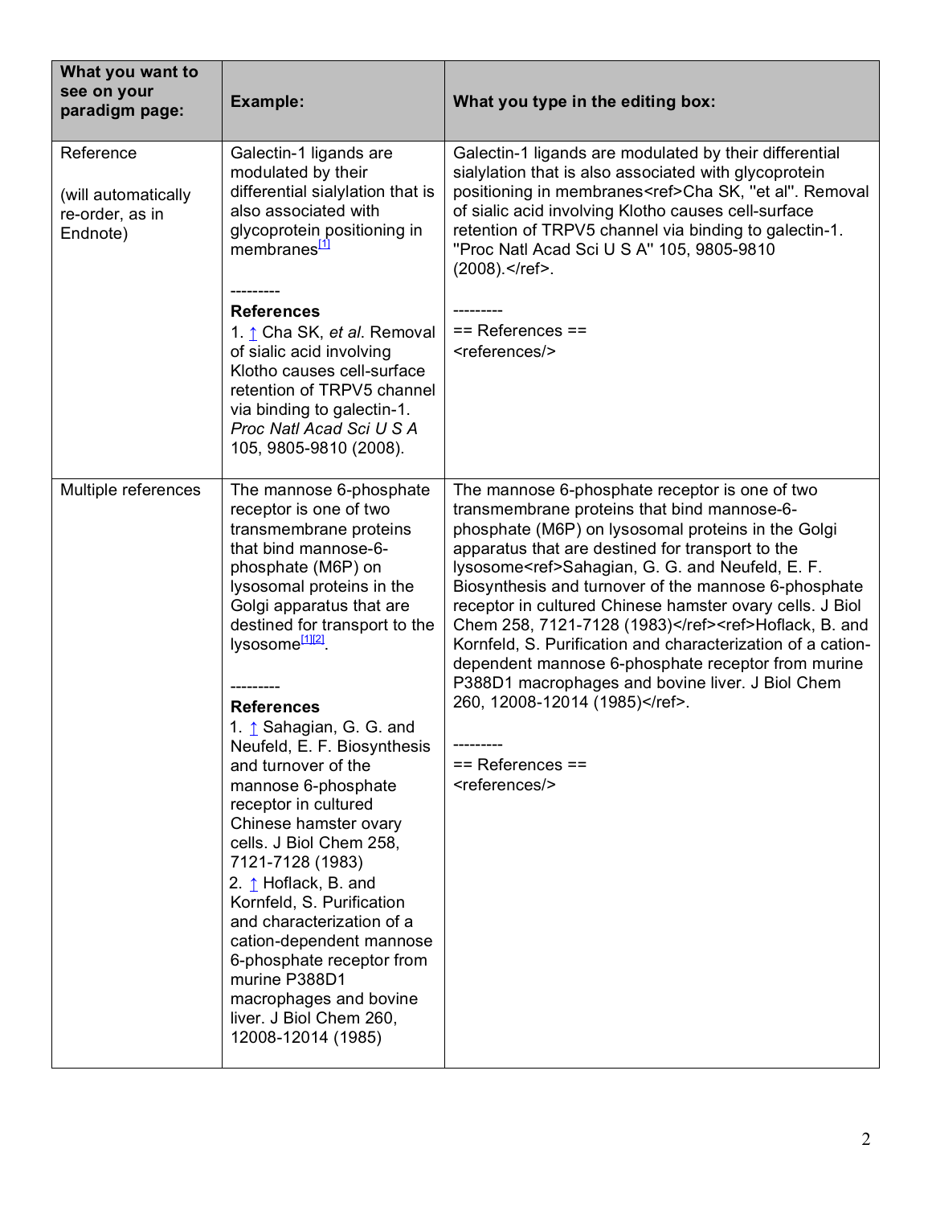| What you want to see on your paradigm page: | Example: | What you type in the editing box: |
|---|---|---|
| Reference<br><br>(will automatically re-order, as in Endnote) | Galectin-1 ligands are modulated by their differential sialylation that is also associated with glycoprotein positioning in membranes[1]<br><br>---------<br>**References**<br>1. ↑ Cha SK, *et al*. Removal of sialic acid involving Klotho causes cell-surface retention of TRPV5 channel via binding to galectin-1. *Proc Natl Acad Sci U S A* 105, 9805-9810 (2008). | Galectin-1 ligands are modulated by their differential sialylation that is also associated with glycoprotein positioning in membranes<ref>Cha SK, ''et al''. Removal of sialic acid involving Klotho causes cell-surface retention of TRPV5 channel via binding to galectin-1. ''Proc Natl Acad Sci U S A'' 105, 9805-9810 (2008).</ref>.<br><br>---------<br>== References ==<br><references/> |
| Multiple references | The mannose 6-phosphate receptor is one of two transmembrane proteins that bind mannose-6-phosphate (M6P) on lysosomal proteins in the Golgi apparatus that are destined for transport to the lysosome[1][2].<br><br>---------<br>**References**<br>1. ↑ Sahagian, G. G. and Neufeld, E. F. Biosynthesis and turnover of the mannose 6-phosphate receptor in cultured Chinese hamster ovary cells. J Biol Chem 258, 7121-7128 (1983)<br>2. ↑ Hoflack, B. and Kornfeld, S. Purification and characterization of a cation-dependent mannose 6-phosphate receptor from murine P388D1 macrophages and bovine liver. J Biol Chem 260, 12008-12014 (1985) | The mannose 6-phosphate receptor is one of two transmembrane proteins that bind mannose-6-phosphate (M6P) on lysosomal proteins in the Golgi apparatus that are destined for transport to the lysosome<ref>Sahagian, G. G. and Neufeld, E. F. Biosynthesis and turnover of the mannose 6-phosphate receptor in cultured Chinese hamster ovary cells. J Biol Chem 258, 7121-7128 (1983)</ref><ref>Hoflack, B. and Kornfeld, S. Purification and characterization of a cation-dependent mannose 6-phosphate receptor from murine P388D1 macrophages and bovine liver. J Biol Chem 260, 12008-12014 (1985)</ref>.<br><br>---------<br>== References ==<br><references/> |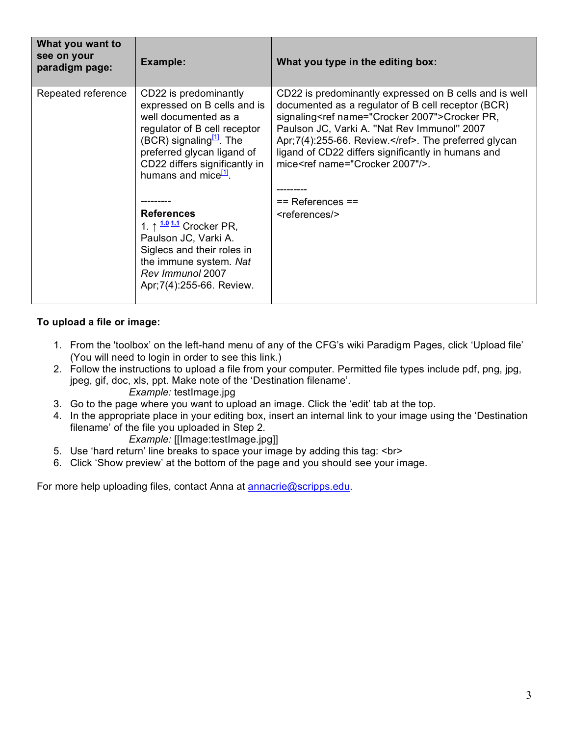| What you want to see on your paradigm page: | Example: | What you type in the editing box: |
|---|---|---|
| Repeated reference | CD22 is predominantly expressed on B cells and is well documented as a regulator of B cell receptor (BCR) signaling[1]. The preferred glycan ligand of CD22 differs significantly in humans and mice[1].<br><br>---------<br>**References**<br>1. ↑ 1.0 1.1 Crocker PR, Paulson JC, Varki A. Siglecs and their roles in the immune system. *Nat Rev Immunol* 2007 Apr;7(4):255-66. Review. | CD22 is predominantly expressed on B cells and is well documented as a regulator of B cell receptor (BCR) signaling<ref name="Crocker 2007">Crocker PR, Paulson JC, Varki A. "Nat Rev Immunol" 2007 Apr;7(4):255-66. Review.</ref>. The preferred glycan ligand of CD22 differs significantly in humans and mice<ref name="Crocker 2007"/>.<br><br>---------<br>== References ==<br><references/> |

**To upload a file or image:**

1. From the 'toolbox' on the left-hand menu of any of the CFG's wiki Paradigm Pages, click 'Upload file' (You will need to login in order to see this link.)
2. Follow the instructions to upload a file from your computer. Permitted file types include pdf, png, jpg, jpeg, gif, doc, xls, ppt. Make note of the 'Destination filename'.
   *Example:* testImage.jpg
3. Go to the page where you want to upload an image. Click the 'edit' tab at the top.
4. In the appropriate place in your editing box, insert an internal link to your image using the 'Destination filename' of the file you uploaded in Step 2.
   *Example:* [[Image:testImage.jpg]]
5. Use 'hard return' line breaks to space your image by adding this tag: <br>
6. Click 'Show preview' at the bottom of the page and you should see your image.

For more help uploading files, contact Anna at annacrie@scripps.edu.